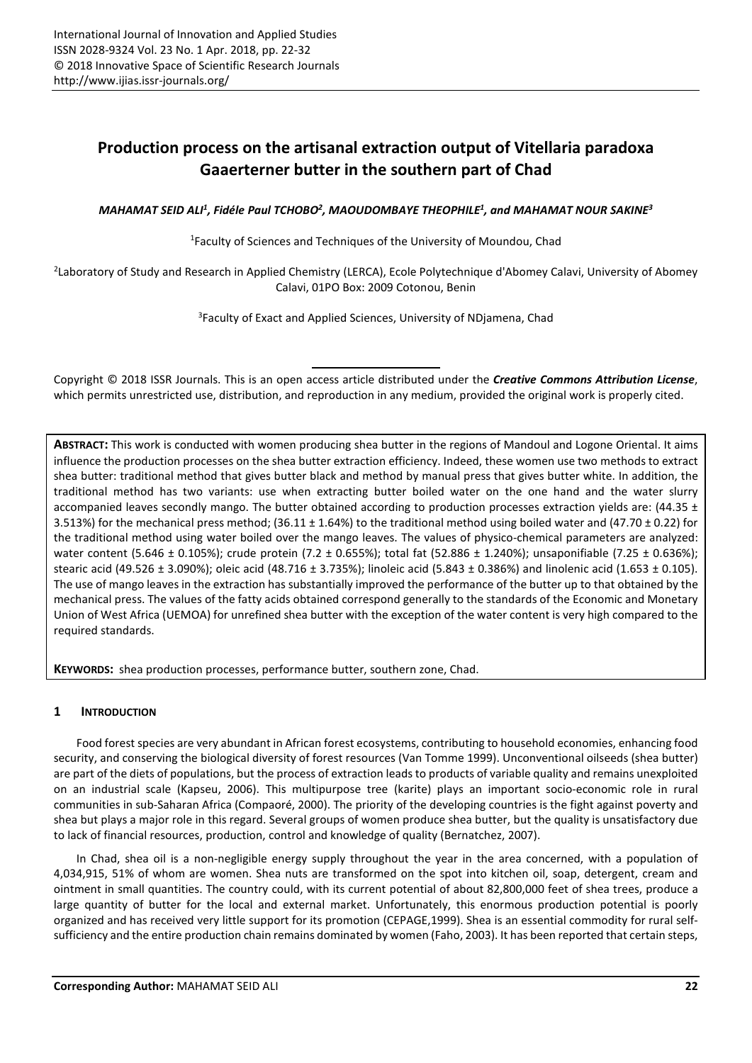# Production process on the artisanal extraction output of Vitellaria paradoxa Gaaerterner butter in the southern part of Chad

***MAHAMAT SEID ALI*[1]*, Fidéle Paul TCHOBO*[2]*, MAOUDOMBAYE THEOPHILE*[1]*, and MAHAMAT NOUR SAKINE*[3]**

[1]Faculty of Sciences and Techniques of the University of Moundou, Chad

[2]Laboratory of Study and Research in Applied Chemistry (LERCA), Ecole Polytechnique d'Abomey Calavi, University of Abomey Calavi, 01PO Box: 2009 Cotonou, Benin

[3]Faculty of Exact and Applied Sciences, University of NDjamena, Chad

Copyright © 2018 ISSR Journals. This is an open access article distributed under the ***Creative Commons Attribution License***, which permits unrestricted use, distribution, and reproduction in any medium, provided the original work is properly cited.

**ABSTRACT:** This work is conducted with women producing shea butter in the regions of Mandoul and Logone Oriental. It aims influence the production processes on the shea butter extraction efficiency. Indeed, these women use two methods to extract shea butter: traditional method that gives butter black and method by manual press that gives butter white. In addition, the traditional method has two variants: use when extracting butter boiled water on the one hand and the water slurry accompanied leaves secondly mango. The butter obtained according to production processes extraction yields are: (44.35 ± 3.513%) for the mechanical press method; (36.11 ± 1.64%) to the traditional method using boiled water and (47.70 ± 0.22) for the traditional method using water boiled over the mango leaves. The values of physico-chemical parameters are analyzed: water content (5.646 ± 0.105%); crude protein (7.2 ± 0.655%); total fat (52.886 ± 1.240%); unsaponifiable (7.25 ± 0.636%); stearic acid (49.526 ± 3.090%); oleic acid (48.716 ± 3.735%); linoleic acid (5.843 ± 0.386%) and linolenic acid (1.653 ± 0.105). The use of mango leaves in the extraction has substantially improved the performance of the butter up to that obtained by the mechanical press. The values of the fatty acids obtained correspond generally to the standards of the Economic and Monetary Union of West Africa (UEMOA) for unrefined shea butter with the exception of the water content is very high compared to the required standards.

**KEYWORDS:** shea production processes, performance butter, southern zone, Chad.

## 1 INTRODUCTION

Food forest species are very abundant in African forest ecosystems, contributing to household economies, enhancing food security, and conserving the biological diversity of forest resources (Van Tomme 1999). Unconventional oilseeds (shea butter) are part of the diets of populations, but the process of extraction leads to products of variable quality and remains unexploited on an industrial scale (Kapseu, 2006). This multipurpose tree (karite) plays an important socio-economic role in rural communities in sub-Saharan Africa (Compaoré, 2000). The priority of the developing countries is the fight against poverty and shea but plays a major role in this regard. Several groups of women produce shea butter, but the quality is unsatisfactory due to lack of financial resources, production, control and knowledge of quality (Bernatchez, 2007).

In Chad, shea oil is a non-negligible energy supply throughout the year in the area concerned, with a population of 4,034,915, 51% of whom are women. Shea nuts are transformed on the spot into kitchen oil, soap, detergent, cream and ointment in small quantities. The country could, with its current potential of about 82,800,000 feet of shea trees, produce a large quantity of butter for the local and external market. Unfortunately, this enormous production potential is poorly organized and has received very little support for its promotion (CEPAGE,1999). Shea is an essential commodity for rural self-sufficiency and the entire production chain remains dominated by women (Faho, 2003). It has been reported that certain steps,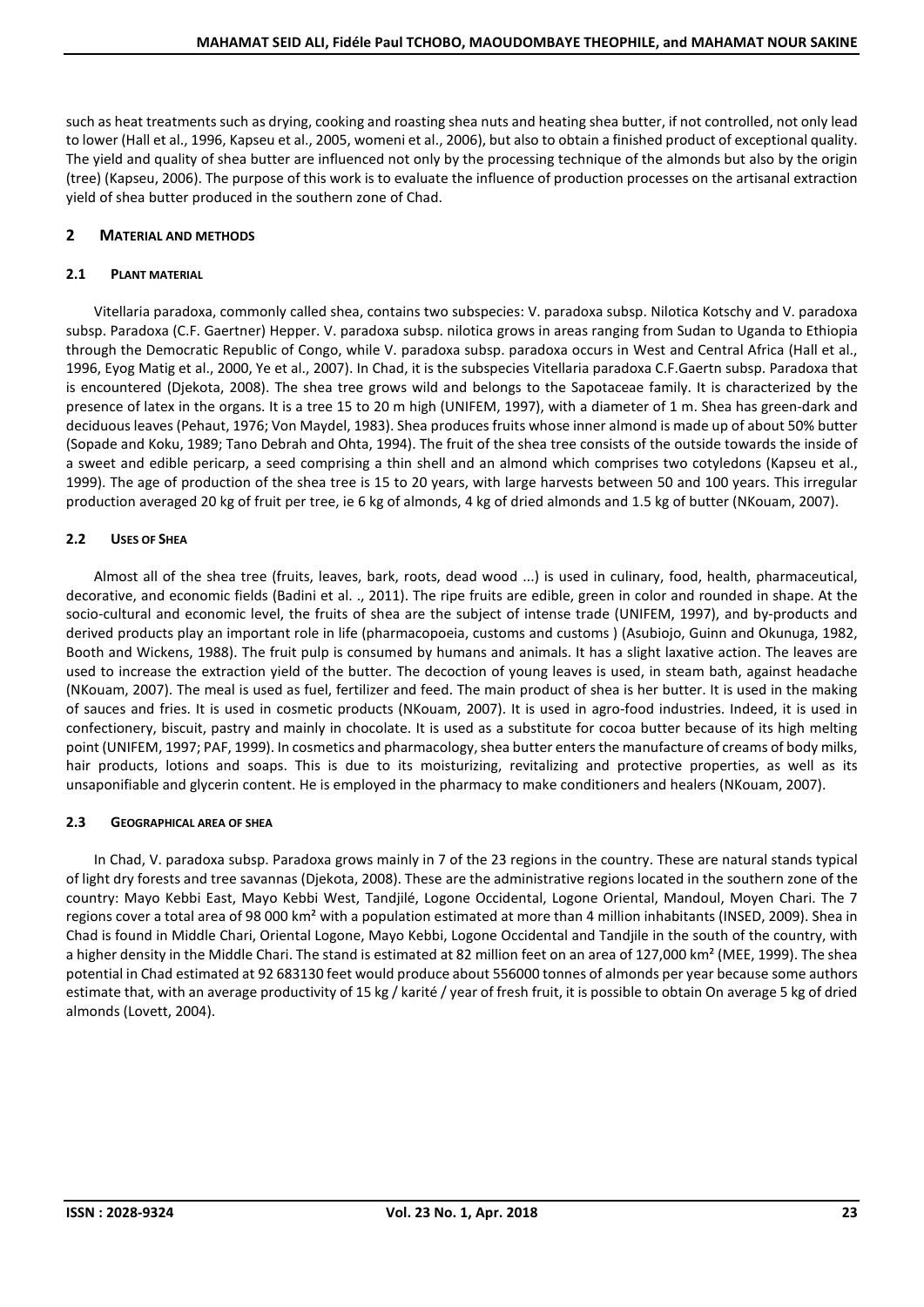such as heat treatments such as drying, cooking and roasting shea nuts and heating shea butter, if not controlled, not only lead to lower (Hall et al., 1996, Kapseu et al., 2005, womeni et al., 2006), but also to obtain a finished product of exceptional quality. The yield and quality of shea butter are influenced not only by the processing technique of the almonds but also by the origin (tree) (Kapseu, 2006). The purpose of this work is to evaluate the influence of production processes on the artisanal extraction yield of shea butter produced in the southern zone of Chad.

## 2 MATERIAL AND METHODS

### 2.1 PLANT MATERIAL

Vitellaria paradoxa, commonly called shea, contains two subspecies: V. paradoxa subsp. Nilotica Kotschy and V. paradoxa subsp. Paradoxa (C.F. Gaertner) Hepper. V. paradoxa subsp. nilotica grows in areas ranging from Sudan to Uganda to Ethiopia through the Democratic Republic of Congo, while V. paradoxa subsp. paradoxa occurs in West and Central Africa (Hall et al., 1996, Eyog Matig et al., 2000, Ye et al., 2007). In Chad, it is the subspecies Vitellaria paradoxa C.F.Gaertn subsp. Paradoxa that is encountered (Djekota, 2008). The shea tree grows wild and belongs to the Sapotaceae family. It is characterized by the presence of latex in the organs. It is a tree 15 to 20 m high (UNIFEM, 1997), with a diameter of 1 m. Shea has green-dark and deciduous leaves (Pehaut, 1976; Von Maydel, 1983). Shea produces fruits whose inner almond is made up of about 50% butter (Sopade and Koku, 1989; Tano Debrah and Ohta, 1994). The fruit of the shea tree consists of the outside towards the inside of a sweet and edible pericarp, a seed comprising a thin shell and an almond which comprises two cotyledons (Kapseu et al., 1999). The age of production of the shea tree is 15 to 20 years, with large harvests between 50 and 100 years. This irregular production averaged 20 kg of fruit per tree, ie 6 kg of almonds, 4 kg of dried almonds and 1.5 kg of butter (NKouam, 2007).

### 2.2 USES OF SHEA

Almost all of the shea tree (fruits, leaves, bark, roots, dead wood ...) is used in culinary, food, health, pharmaceutical, decorative, and economic fields (Badini et al. ., 2011). The ripe fruits are edible, green in color and rounded in shape. At the socio-cultural and economic level, the fruits of shea are the subject of intense trade (UNIFEM, 1997), and by-products and derived products play an important role in life (pharmacopoeia, customs and customs ) (Asubiojo, Guinn and Okunuga, 1982, Booth and Wickens, 1988). The fruit pulp is consumed by humans and animals. It has a slight laxative action. The leaves are used to increase the extraction yield of the butter. The decoction of young leaves is used, in steam bath, against headache (NKouam, 2007). The meal is used as fuel, fertilizer and feed. The main product of shea is her butter. It is used in the making of sauces and fries. It is used in cosmetic products (NKouam, 2007). It is used in agro-food industries. Indeed, it is used in confectionery, biscuit, pastry and mainly in chocolate. It is used as a substitute for cocoa butter because of its high melting point (UNIFEM, 1997; PAF, 1999). In cosmetics and pharmacology, shea butter enters the manufacture of creams of body milks, hair products, lotions and soaps. This is due to its moisturizing, revitalizing and protective properties, as well as its unsaponifiable and glycerin content. He is employed in the pharmacy to make conditioners and healers (NKouam, 2007).

### 2.3 GEOGRAPHICAL AREA OF SHEA

In Chad, V. paradoxa subsp. Paradoxa grows mainly in 7 of the 23 regions in the country. These are natural stands typical of light dry forests and tree savannas (Djekota, 2008). These are the administrative regions located in the southern zone of the country: Mayo Kebbi East, Mayo Kebbi West, Tandjilé, Logone Occidental, Logone Oriental, Mandoul, Moyen Chari. The 7 regions cover a total area of 98 000 km² with a population estimated at more than 4 million inhabitants (INSED, 2009). Shea in Chad is found in Middle Chari, Oriental Logone, Mayo Kebbi, Logone Occidental and Tandjile in the south of the country, with a higher density in the Middle Chari. The stand is estimated at 82 million feet on an area of 127,000 km² (MEE, 1999). The shea potential in Chad estimated at 92 683130 feet would produce about 556000 tonnes of almonds per year because some authors estimate that, with an average productivity of 15 kg / karité / year of fresh fruit, it is possible to obtain On average 5 kg of dried almonds (Lovett, 2004).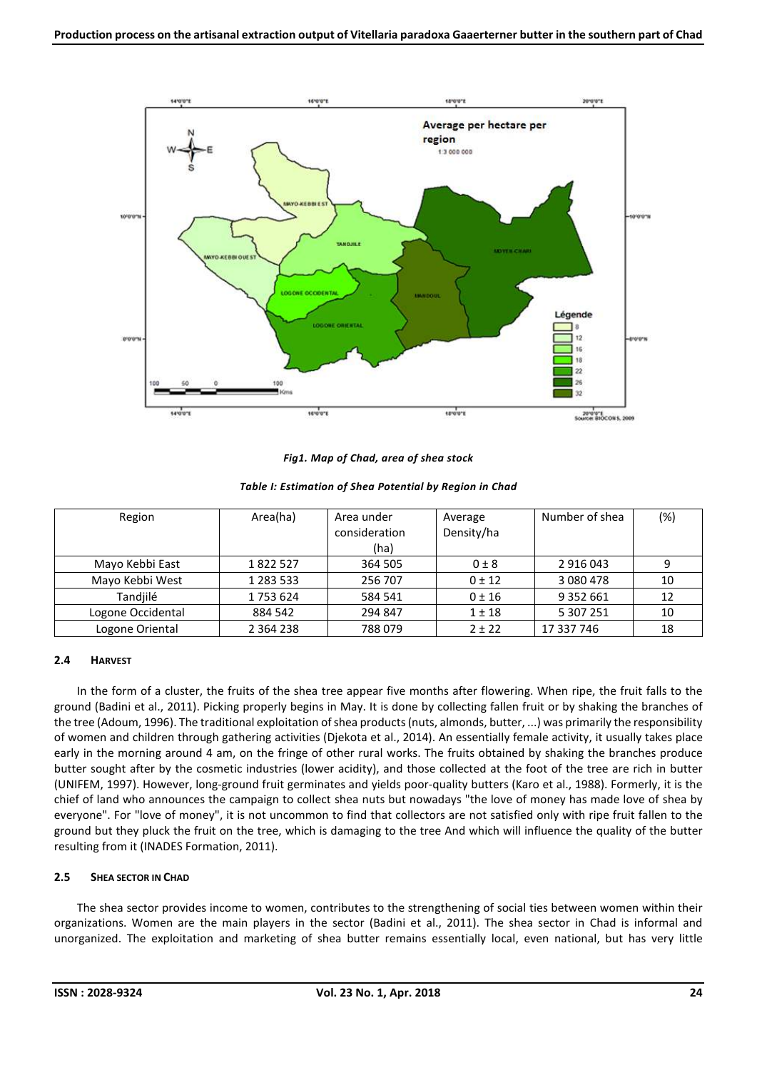*Fig1. Map of Chad, area of shea stock*

*Table I: Estimation of Shea Potential by Region in Chad*

| Region | Area(ha) | Area under consideration (ha) | Average Density/ha | Number of shea | (%) |
|---|---|---|---|---|---|
| Mayo Kebbi East | 1 822 527 | 364 505 | 0 ± 8 | 2 916 043 | 9 |
| Mayo Kebbi West | 1 283 533 | 256 707 | 0 ± 12 | 3 080 478 | 10 |
| Tandjilé | 1 753 624 | 584 541 | 0 ± 16 | 9 352 661 | 12 |
| Logone Occidental | 884 542 | 294 847 | 1 ± 18 | 5 307 251 | 10 |
| Logone Oriental | 2 364 238 | 788 079 | 2 ± 22 | 17 337 746 | 18 |

### 2.4 HARVEST

In the form of a cluster, the fruits of the shea tree appear five months after flowering. When ripe, the fruit falls to the ground (Badini et al., 2011). Picking properly begins in May. It is done by collecting fallen fruit or by shaking the branches of the tree (Adoum, 1996). The traditional exploitation of shea products (nuts, almonds, butter, ...) was primarily the responsibility of women and children through gathering activities (Djekota et al., 2014). An essentially female activity, it usually takes place early in the morning around 4 am, on the fringe of other rural works. The fruits obtained by shaking the branches produce butter sought after by the cosmetic industries (lower acidity), and those collected at the foot of the tree are rich in butter (UNIFEM, 1997). However, long-ground fruit germinates and yields poor-quality butters (Karo et al., 1988). Formerly, it is the chief of land who announces the campaign to collect shea nuts but nowadays "the love of money has made love of shea by everyone". For "love of money", it is not uncommon to find that collectors are not satisfied only with ripe fruit fallen to the ground but they pluck the fruit on the tree, which is damaging to the tree And which will influence the quality of the butter resulting from it (INADES Formation, 2011).

### 2.5 SHEA SECTOR IN CHAD

The shea sector provides income to women, contributes to the strengthening of social ties between women within their organizations. Women are the main players in the sector (Badini et al., 2011). The shea sector in Chad is informal and unorganized. The exploitation and marketing of shea butter remains essentially local, even national, but has very little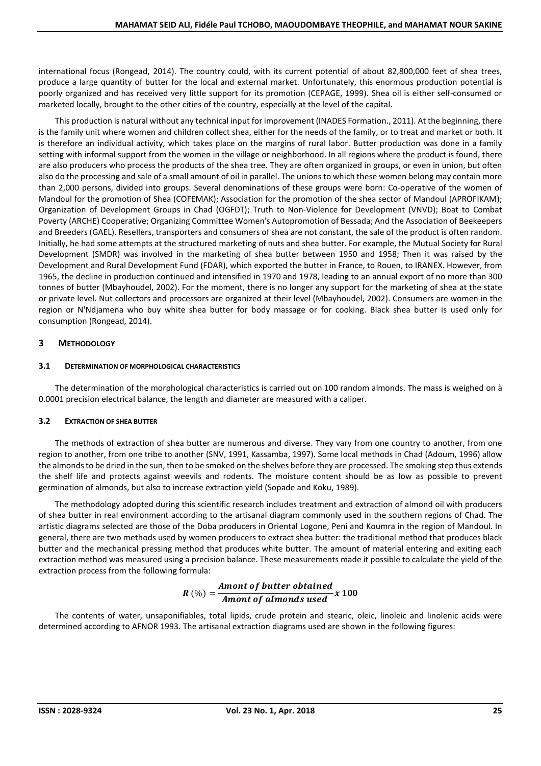international focus (Rongead, 2014). The country could, with its current potential of about 82,800,000 feet of shea trees, produce a large quantity of butter for the local and external market. Unfortunately, this enormous production potential is poorly organized and has received very little support for its promotion (CEPAGE, 1999). Shea oil is either self-consumed or marketed locally, brought to the other cities of the country, especially at the level of the capital.

This production is natural without any technical input for improvement (INADES Formation., 2011). At the beginning, there is the family unit where women and children collect shea, either for the needs of the family, or to treat and market or both. It is therefore an individual activity, which takes place on the margins of rural labor. Butter production was done in a family setting with informal support from the women in the village or neighborhood. In all regions where the product is found, there are also producers who process the products of the shea tree. They are often organized in groups, or even in union, but often also do the processing and sale of a small amount of oil in parallel. The unions to which these women belong may contain more than 2,000 persons, divided into groups. Several denominations of these groups were born: Co-operative of the women of Mandoul for the promotion of Shea (COFEMAK); Association for the promotion of the shea sector of Mandoul (APROFIKAM); Organization of Development Groups in Chad (OGFDT); Truth to Non-Violence for Development (VNVD); Boat to Combat Poverty (ARCHE) Cooperative; Organizing Committee Women's Autopromotion of Bessada; And the Association of Beekeepers and Breeders (GAEL). Resellers, transporters and consumers of shea are not constant, the sale of the product is often random. Initially, he had some attempts at the structured marketing of nuts and shea butter. For example, the Mutual Society for Rural Development (SMDR) was involved in the marketing of shea butter between 1950 and 1958; Then it was raised by the Development and Rural Development Fund (FDAR), which exported the butter in France, to Rouen, to IRANEX. However, from 1965, the decline in production continued and intensified in 1970 and 1978, leading to an annual export of no more than 300 tonnes of butter (Mbayhoudel, 2002). For the moment, there is no longer any support for the marketing of shea at the state or private level. Nut collectors and processors are organized at their level (Mbayhoudel, 2002). Consumers are women in the region or N'Ndjamena who buy white shea butter for body massage or for cooking. Black shea butter is used only for consumption (Rongead, 2014).

## 3 METHODOLOGY

### 3.1 DETERMINATION OF MORPHOLOGICAL CHARACTERISTICS

The determination of the morphological characteristics is carried out on 100 random almonds. The mass is weighed on à 0.0001 precision electrical balance, the length and diameter are measured with a caliper.

### 3.2 EXTRACTION OF SHEA BUTTER

The methods of extraction of shea butter are numerous and diverse. They vary from one country to another, from one region to another, from one tribe to another (SNV, 1991, Kassamba, 1997). Some local methods in Chad (Adoum, 1996) allow the almonds to be dried in the sun, then to be smoked on the shelves before they are processed. The smoking step thus extends the shelf life and protects against weevils and rodents. The moisture content should be as low as possible to prevent germination of almonds, but also to increase extraction yield (Sopade and Koku, 1989).

The methodology adopted during this scientific research includes treatment and extraction of almond oil with producers of shea butter in real environment according to the artisanal diagram commonly used in the southern regions of Chad. The artistic diagrams selected are those of the Doba producers in Oriental Logone, Peni and Koumra in the region of Mandoul. In general, there are two methods used by women producers to extract shea butter: the traditional method that produces black butter and the mechanical pressing method that produces white butter. The amount of material entering and exiting each extraction method was measured using a precision balance. These measurements made it possible to calculate the yield of the extraction process from the following formula:

$$\boldsymbol{R}\,(\%) = \frac{\boldsymbol{Amont\ of\ butter\ obtained}}{\boldsymbol{Amont\ of\ almonds\ used}}\,\boldsymbol{x\ 100}$$

The contents of water, unsaponifiables, total lipids, crude protein and stearic, oleic, linoleic and linolenic acids were determined according to AFNOR 1993. The artisanal extraction diagrams used are shown in the following figures: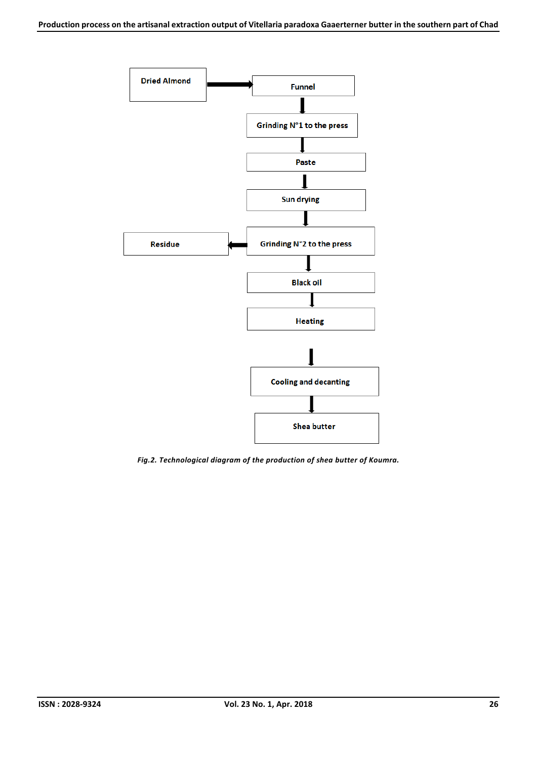Dried Almond → Funnel → Grinding N°1 to the press → Paste → Sun drying → Grinding N°2 to the press → Black oil → Heating → Cooling and decanting → Shea butter

Grinding N°2 to the press → Residue

*Fig.2. Technological diagram of the production of shea butter of Koumra.*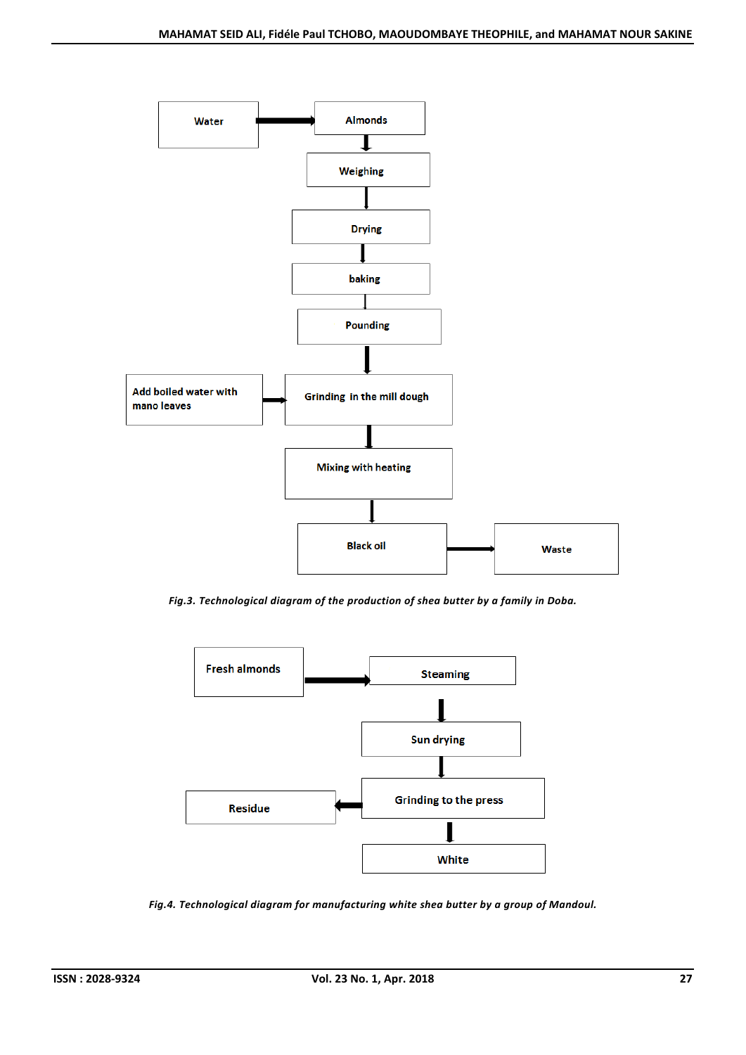Water → Almonds → Weighing → Drying → baking → Pounding → Grinding in the mill dough (← Add boiled water with mano leaves) → Mixing with heating → Black oil → Waste

*Fig.3. Technological diagram of the production of shea butter by a family in Doba.*

Fresh almonds → Steaming → Sun drying → Grinding to the press (→ Residue) → White

*Fig.4. Technological diagram for manufacturing white shea butter by a group of Mandoul.*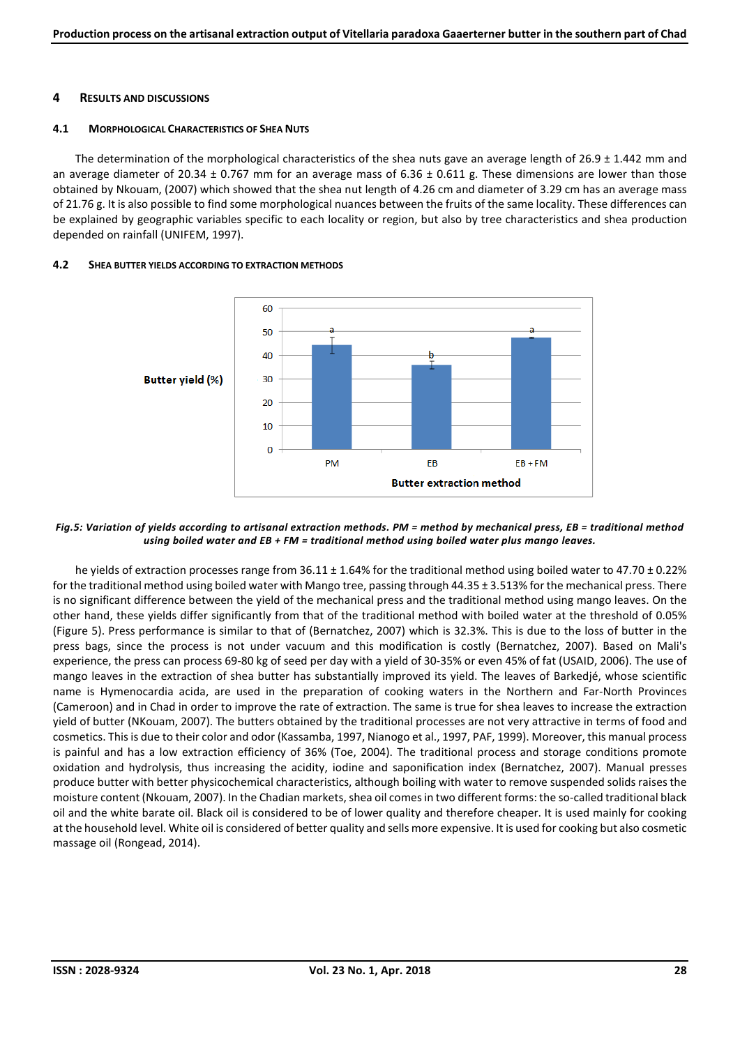## 4 Results and Discussions

### 4.1 Morphological Characteristics of Shea Nuts

The determination of the morphological characteristics of the shea nuts gave an average length of 26.9 ± 1.442 mm and an average diameter of 20.34 ± 0.767 mm for an average mass of 6.36 ± 0.611 g. These dimensions are lower than those obtained by Nkouam, (2007) which showed that the shea nut length of 4.26 cm and diameter of 3.29 cm has an average mass of 21.76 g. It is also possible to find some morphological nuances between the fruits of the same locality. These differences can be explained by geographic variables specific to each locality or region, but also by tree characteristics and shea production depended on rainfall (UNIFEM, 1997).

### 4.2 Shea butter yields according to extraction methods

*Fig.5: Variation of yields according to artisanal extraction methods. PM = method by mechanical press, EB = traditional method using boiled water and EB + FM = traditional method using boiled water plus mango leaves.*

he yields of extraction processes range from 36.11 ± 1.64% for the traditional method using boiled water to 47.70 ± 0.22% for the traditional method using boiled water with Mango tree, passing through 44.35 ± 3.513% for the mechanical press. There is no significant difference between the yield of the mechanical press and the traditional method using mango leaves. On the other hand, these yields differ significantly from that of the traditional method with boiled water at the threshold of 0.05% (Figure 5). Press performance is similar to that of (Bernatchez, 2007) which is 32.3%. This is due to the loss of butter in the press bags, since the process is not under vacuum and this modification is costly (Bernatchez, 2007). Based on Mali's experience, the press can process 69-80 kg of seed per day with a yield of 30-35% or even 45% of fat (USAID, 2006). The use of mango leaves in the extraction of shea butter has substantially improved its yield. The leaves of Barkedjé, whose scientific name is Hymenocardia acida, are used in the preparation of cooking waters in the Northern and Far-North Provinces (Cameroon) and in Chad in order to improve the rate of extraction. The same is true for shea leaves to increase the extraction yield of butter (NKouam, 2007). The butters obtained by the traditional processes are not very attractive in terms of food and cosmetics. This is due to their color and odor (Kassamba, 1997, Nianogo et al., 1997, PAF, 1999). Moreover, this manual process is painful and has a low extraction efficiency of 36% (Toe, 2004). The traditional process and storage conditions promote oxidation and hydrolysis, thus increasing the acidity, iodine and saponification index (Bernatchez, 2007). Manual presses produce butter with better physicochemical characteristics, although boiling with water to remove suspended solids raises the moisture content (Nkouam, 2007). In the Chadian markets, shea oil comes in two different forms: the so-called traditional black oil and the white barate oil. Black oil is considered to be of lower quality and therefore cheaper. It is used mainly for cooking at the household level. White oil is considered of better quality and sells more expensive. It is used for cooking but also cosmetic massage oil (Rongead, 2014).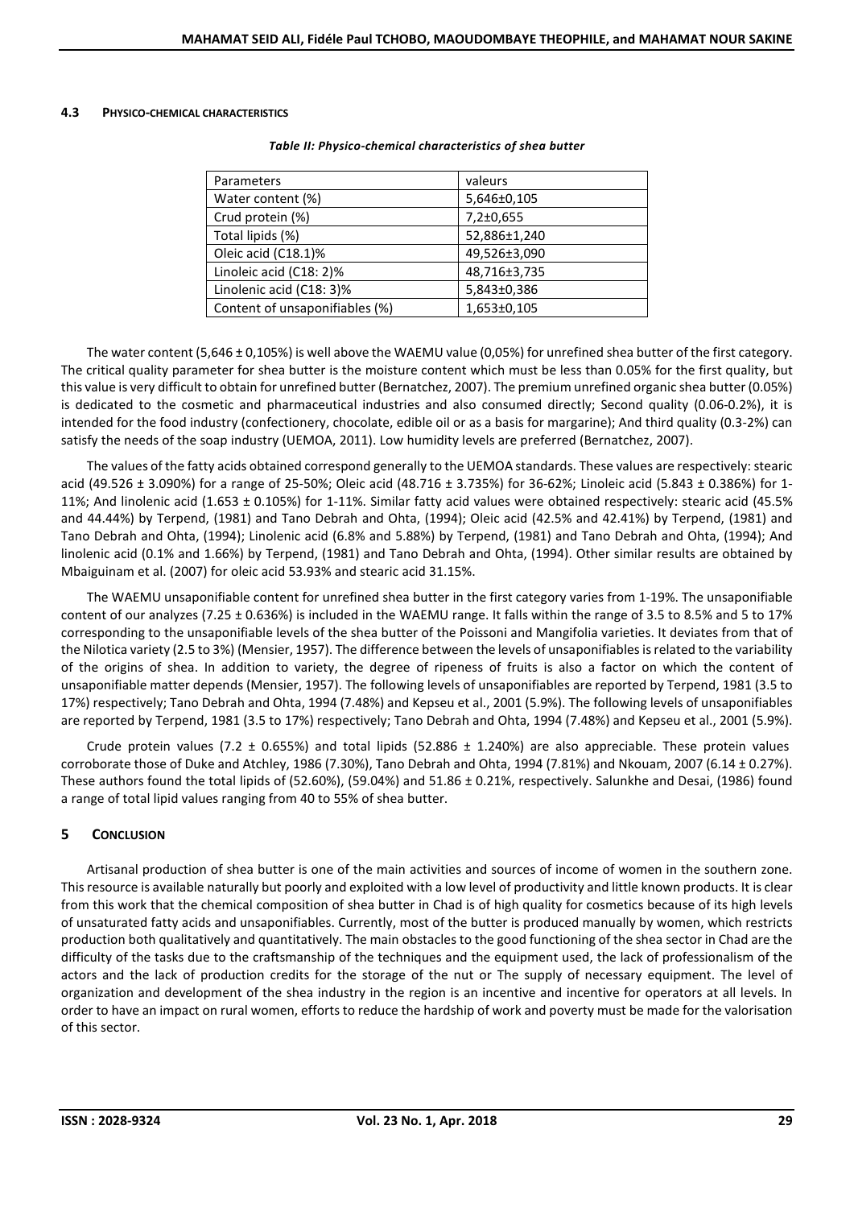### 4.3 PHYSICO-CHEMICAL CHARACTERISTICS

*Table II: Physico-chemical characteristics of shea butter*

| Parameters | valeurs |
|---|---|
| Water content (%) | 5,646±0,105 |
| Crud protein (%) | 7,2±0,655 |
| Total lipids (%) | 52,886±1,240 |
| Oleic acid (C18.1)% | 49,526±3,090 |
| Linoleic acid (C18: 2)% | 48,716±3,735 |
| Linolenic acid (C18: 3)% | 5,843±0,386 |
| Content of unsaponifiables (%) | 1,653±0,105 |

The water content (5,646 ± 0,105%) is well above the WAEMU value (0,05%) for unrefined shea butter of the first category. The critical quality parameter for shea butter is the moisture content which must be less than 0.05% for the first quality, but this value is very difficult to obtain for unrefined butter (Bernatchez, 2007). The premium unrefined organic shea butter (0.05%) is dedicated to the cosmetic and pharmaceutical industries and also consumed directly; Second quality (0.06-0.2%), it is intended for the food industry (confectionery, chocolate, edible oil or as a basis for margarine); And third quality (0.3-2%) can satisfy the needs of the soap industry (UEMOA, 2011). Low humidity levels are preferred (Bernatchez, 2007).

The values of the fatty acids obtained correspond generally to the UEMOA standards. These values are respectively: stearic acid (49.526 ± 3.090%) for a range of 25-50%; Oleic acid (48.716 ± 3.735%) for 36-62%; Linoleic acid (5.843 ± 0.386%) for 1-11%; And linolenic acid (1.653 ± 0.105%) for 1-11%. Similar fatty acid values were obtained respectively: stearic acid (45.5% and 44.44%) by Terpend, (1981) and Tano Debrah and Ohta, (1994); Oleic acid (42.5% and 42.41%) by Terpend, (1981) and Tano Debrah and Ohta, (1994); Linolenic acid (6.8% and 5.88%) by Terpend, (1981) and Tano Debrah and Ohta, (1994); And linolenic acid (0.1% and 1.66%) by Terpend, (1981) and Tano Debrah and Ohta, (1994). Other similar results are obtained by Mbaiguinam et al. (2007) for oleic acid 53.93% and stearic acid 31.15%.

The WAEMU unsaponifiable content for unrefined shea butter in the first category varies from 1-19%. The unsaponifiable content of our analyzes (7.25 ± 0.636%) is included in the WAEMU range. It falls within the range of 3.5 to 8.5% and 5 to 17% corresponding to the unsaponifiable levels of the shea butter of the Poissoni and Mangifolia varieties. It deviates from that of the Nilotica variety (2.5 to 3%) (Mensier, 1957). The difference between the levels of unsaponifiables is related to the variability of the origins of shea. In addition to variety, the degree of ripeness of fruits is also a factor on which the content of unsaponifiable matter depends (Mensier, 1957). The following levels of unsaponifiables are reported by Terpend, 1981 (3.5 to 17%) respectively; Tano Debrah and Ohta, 1994 (7.48%) and Kepseu et al., 2001 (5.9%). The following levels of unsaponifiables are reported by Terpend, 1981 (3.5 to 17%) respectively; Tano Debrah and Ohta, 1994 (7.48%) and Kepseu et al., 2001 (5.9%).

Crude protein values (7.2 ± 0.655%) and total lipids (52.886 ± 1.240%) are also appreciable. These protein values corroborate those of Duke and Atchley, 1986 (7.30%), Tano Debrah and Ohta, 1994 (7.81%) and Nkouam, 2007 (6.14 ± 0.27%). These authors found the total lipids of (52.60%), (59.04%) and 51.86 ± 0.21%, respectively. Salunkhe and Desai, (1986) found a range of total lipid values ranging from 40 to 55% of shea butter.

## 5 CONCLUSION

Artisanal production of shea butter is one of the main activities and sources of income of women in the southern zone. This resource is available naturally but poorly and exploited with a low level of productivity and little known products. It is clear from this work that the chemical composition of shea butter in Chad is of high quality for cosmetics because of its high levels of unsaturated fatty acids and unsaponifiables. Currently, most of the butter is produced manually by women, which restricts production both qualitatively and quantitatively. The main obstacles to the good functioning of the shea sector in Chad are the difficulty of the tasks due to the craftsmanship of the techniques and the equipment used, the lack of professionalism of the actors and the lack of production credits for the storage of the nut or The supply of necessary equipment. The level of organization and development of the shea industry in the region is an incentive and incentive for operators at all levels. In order to have an impact on rural women, efforts to reduce the hardship of work and poverty must be made for the valorisation of this sector.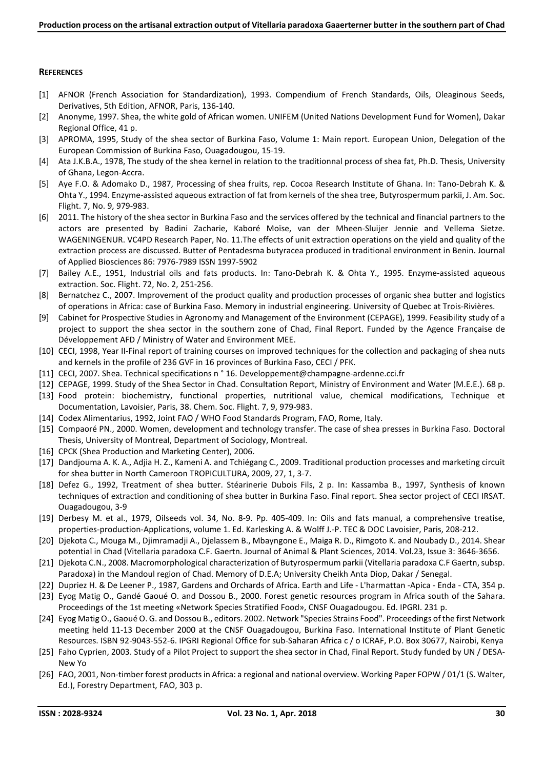## REFERENCES

[1] AFNOR (French Association for Standardization), 1993. Compendium of French Standards, Oils, Oleaginous Seeds, Derivatives, 5th Edition, AFNOR, Paris, 136-140.

[2] Anonyme, 1997. Shea, the white gold of African women. UNIFEM (United Nations Development Fund for Women), Dakar Regional Office, 41 p.

[3] APROMA, 1995, Study of the shea sector of Burkina Faso, Volume 1: Main report. European Union, Delegation of the European Commission of Burkina Faso, Ouagadougou, 15-19.

[4] Ata J.K.B.A., 1978, The study of the shea kernel in relation to the traditionnal process of shea fat, Ph.D. Thesis, University of Ghana, Legon-Accra.

[5] Aye F.O. & Adomako D., 1987, Processing of shea fruits, rep. Cocoa Research Institute of Ghana. In: Tano-Debrah K. & Ohta Y., 1994. Enzyme-assisted aqueous extraction of fat from kernels of the shea tree, Butyrospermum parkii, J. Am. Soc. Flight. 7, No. 9, 979-983.

[6] 2011. The history of the shea sector in Burkina Faso and the services offered by the technical and financial partners to the actors are presented by Badini Zacharie, Kaboré Moïse, van der Mheen-Sluijer Jennie and Vellema Sietze. WAGENINGENUR. VC4PD Research Paper, No. 11.The effects of unit extraction operations on the yield and quality of the extraction process are discussed. Butter of Pentadesma butyracea produced in traditional environment in Benin. Journal of Applied Biosciences 86: 7976-7989 ISSN 1997-5902

[7] Bailey A.E., 1951, Industrial oils and fats products. In: Tano-Debrah K. & Ohta Y., 1995. Enzyme-assisted aqueous extraction. Soc. Flight. 72, No. 2, 251-256.

[8] Bernatchez C., 2007. Improvement of the product quality and production processes of organic shea butter and logistics of operations in Africa: case of Burkina Faso. Memory in industrial engineering. University of Quebec at Trois-Rivières.

[9] Cabinet for Prospective Studies in Agronomy and Management of the Environment (CEPAGE), 1999. Feasibility study of a project to support the shea sector in the southern zone of Chad, Final Report. Funded by the Agence Française de Développement AFD / Ministry of Water and Environment MEE.

[10] CECI, 1998, Year II-Final report of training courses on improved techniques for the collection and packaging of shea nuts and kernels in the profile of 236 GVF in 16 provinces of Burkina Faso, CECI / PFK.

[11] CECI, 2007. Shea. Technical specifications n ° 16. Developpement@champagne-ardenne.cci.fr

[12] CEPAGE, 1999. Study of the Shea Sector in Chad. Consultation Report, Ministry of Environment and Water (M.E.E.). 68 p.

[13] Food protein: biochemistry, functional properties, nutritional value, chemical modifications, Technique et Documentation, Lavoisier, Paris, 38. Chem. Soc. Flight. 7, 9, 979-983.

[14] Codex Alimentarius, 1992, Joint FAO / WHO Food Standards Program, FAO, Rome, Italy.

[15] Compaoré PN., 2000. Women, development and technology transfer. The case of shea presses in Burkina Faso. Doctoral Thesis, University of Montreal, Department of Sociology, Montreal.

[16] CPCK (Shea Production and Marketing Center), 2006.

[17] Dandjouma A. K. A., Adjia H. Z., Kameni A. and Tchiégang C., 2009. Traditional production processes and marketing circuit for shea butter in North Cameroon TROPICULTURA, 2009, 27, 1, 3-7.

[18] Defez G., 1992, Treatment of shea butter. Stéarinerie Dubois Fils, 2 p. In: Kassamba B., 1997, Synthesis of known techniques of extraction and conditioning of shea butter in Burkina Faso. Final report. Shea sector project of CECI IRSAT. Ouagadougou, 3-9

[19] Derbesy M. et al., 1979, Oilseeds vol. 34, No. 8-9. Pp. 405-409. In: Oils and fats manual, a comprehensive treatise, properties-production-Applications, volume 1. Ed. Karlesking A. & Wolff J.-P. TEC & DOC Lavoisier, Paris, 208-212.

[20] Djekota C., Mouga M., Djimramadji A., Djelassem B., Mbayngone E., Maiga R. D., Rimgoto K. and Noubady D., 2014. Shear potential in Chad (Vitellaria paradoxa C.F. Gaertn. Journal of Animal & Plant Sciences, 2014. Vol.23, Issue 3: 3646-3656.

[21] Djekota C.N., 2008. Macromorphological characterization of Butyrospermum parkii (Vitellaria paradoxa C.F Gaertn, subsp. Paradoxa) in the Mandoul region of Chad. Memory of D.E.A; University Cheikh Anta Diop, Dakar / Senegal.

[22] Dupriez H. & De Leener P., 1987, Gardens and Orchards of Africa. Earth and Life - L'harmattan -Apica - Enda - CTA, 354 p.

[23] Eyog Matig O., Gandé Gaoué O. and Dossou B., 2000. Forest genetic resources program in Africa south of the Sahara. Proceedings of the 1st meeting «Network Species Stratified Food», CNSF Ouagadougou. Ed. IPGRI. 231 p.

[24] Eyog Matig O., Gaoué O. G. and Dossou B., editors. 2002. Network "Species Strains Food". Proceedings of the first Network meeting held 11-13 December 2000 at the CNSF Ouagadougou, Burkina Faso. International Institute of Plant Genetic Resources. ISBN 92-9043-552-6. IPGRI Regional Office for sub-Saharan Africa c / o ICRAF, P.O. Box 30677, Nairobi, Kenya

[25] Faho Cyprien, 2003. Study of a Pilot Project to support the shea sector in Chad, Final Report. Study funded by UN / DESA-New Yo

[26] FAO, 2001, Non-timber forest products in Africa: a regional and national overview. Working Paper FOPW / 01/1 (S. Walter, Ed.), Forestry Department, FAO, 303 p.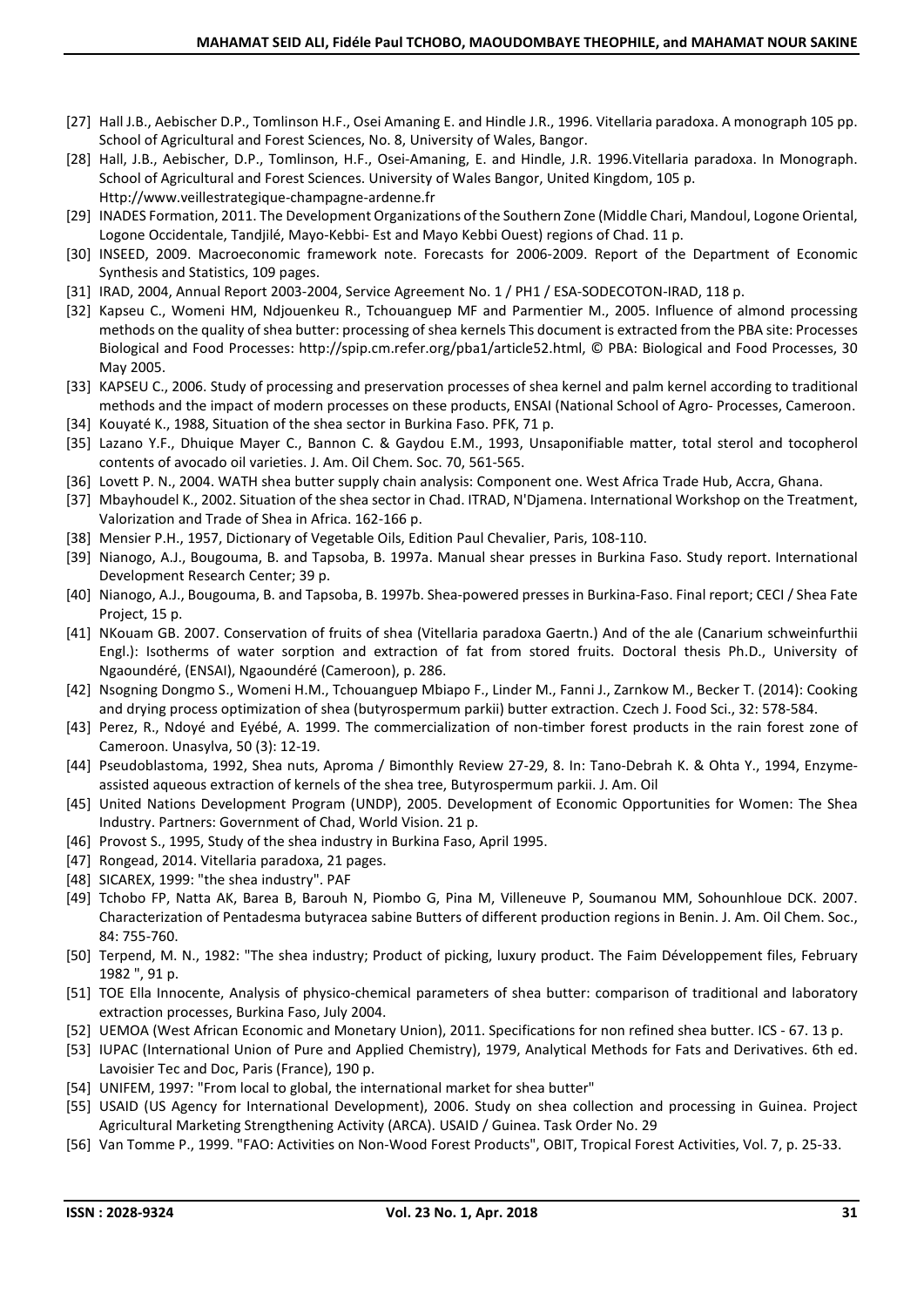[27] Hall J.B., Aebischer D.P., Tomlinson H.F., Osei Amaning E. and Hindle J.R., 1996. Vitellaria paradoxa. A monograph 105 pp. School of Agricultural and Forest Sciences, No. 8, University of Wales, Bangor.

[28] Hall, J.B., Aebischer, D.P., Tomlinson, H.F., Osei-Amaning, E. and Hindle, J.R. 1996.Vitellaria paradoxa. In Monograph. School of Agricultural and Forest Sciences. University of Wales Bangor, United Kingdom, 105 p. Http://www.veillestrategique-champagne-ardenne.fr

[29] INADES Formation, 2011. The Development Organizations of the Southern Zone (Middle Chari, Mandoul, Logone Oriental, Logone Occidentale, Tandjilé, Mayo-Kebbi- Est and Mayo Kebbi Ouest) regions of Chad. 11 p.

[30] INSEED, 2009. Macroeconomic framework note. Forecasts for 2006-2009. Report of the Department of Economic Synthesis and Statistics, 109 pages.

[31] IRAD, 2004, Annual Report 2003-2004, Service Agreement No. 1 / PH1 / ESA-SODECOTON-IRAD, 118 p.

[32] Kapseu C., Womeni HM, Ndjouenkeu R., Tchouanguep MF and Parmentier M., 2005. Influence of almond processing methods on the quality of shea butter: processing of shea kernels This document is extracted from the PBA site: Processes Biological and Food Processes: http://spip.cm.refer.org/pba1/article52.html, © PBA: Biological and Food Processes, 30 May 2005.

[33] KAPSEU C., 2006. Study of processing and preservation processes of shea kernel and palm kernel according to traditional methods and the impact of modern processes on these products, ENSAI (National School of Agro- Processes, Cameroon.

[34] Kouyaté K., 1988, Situation of the shea sector in Burkina Faso. PFK, 71 p.

[35] Lazano Y.F., Dhuique Mayer C., Bannon C. & Gaydou E.M., 1993, Unsaponifiable matter, total sterol and tocopherol contents of avocado oil varieties. J. Am. Oil Chem. Soc. 70, 561-565.

[36] Lovett P. N., 2004. WATH shea butter supply chain analysis: Component one. West Africa Trade Hub, Accra, Ghana.

[37] Mbayhoudel K., 2002. Situation of the shea sector in Chad. ITRAD, N'Djamena. International Workshop on the Treatment, Valorization and Trade of Shea in Africa. 162-166 p.

[38] Mensier P.H., 1957, Dictionary of Vegetable Oils, Edition Paul Chevalier, Paris, 108-110.

[39] Nianogo, A.J., Bougouma, B. and Tapsoba, B. 1997a. Manual shear presses in Burkina Faso. Study report. International Development Research Center; 39 p.

[40] Nianogo, A.J., Bougouma, B. and Tapsoba, B. 1997b. Shea-powered presses in Burkina-Faso. Final report; CECI / Shea Fate Project, 15 p.

[41] NKouam GB. 2007. Conservation of fruits of shea (Vitellaria paradoxa Gaertn.) And of the ale (Canarium schweinfurthii Engl.): Isotherms of water sorption and extraction of fat from stored fruits. Doctoral thesis Ph.D., University of Ngaoundéré, (ENSAI), Ngaoundéré (Cameroon), p. 286.

[42] Nsogning Dongmo S., Womeni H.M., Tchouanguep Mbiapo F., Linder M., Fanni J., Zarnkow M., Becker T. (2014): Cooking and drying process optimization of shea (butyrospermum parkii) butter extraction. Czech J. Food Sci., 32: 578-584.

[43] Perez, R., Ndoyé and Eyébé, A. 1999. The commercialization of non-timber forest products in the rain forest zone of Cameroon. Unasylva, 50 (3): 12-19.

[44] Pseudoblastoma, 1992, Shea nuts, Aproma / Bimonthly Review 27-29, 8. In: Tano-Debrah K. & Ohta Y., 1994, Enzyme-assisted aqueous extraction of kernels of the shea tree, Butyrospermum parkii. J. Am. Oil

[45] United Nations Development Program (UNDP), 2005. Development of Economic Opportunities for Women: The Shea Industry. Partners: Government of Chad, World Vision. 21 p.

[46] Provost S., 1995, Study of the shea industry in Burkina Faso, April 1995.

[47] Rongead, 2014. Vitellaria paradoxa, 21 pages.

[48] SICAREX, 1999: "the shea industry". PAF

[49] Tchobo FP, Natta AK, Barea B, Barouh N, Piombo G, Pina M, Villeneuve P, Soumanou MM, Sohounhloue DCK. 2007. Characterization of Pentadesma butyracea sabine Butters of different production regions in Benin. J. Am. Oil Chem. Soc., 84: 755-760.

[50] Terpend, M. N., 1982: "The shea industry; Product of picking, luxury product. The Faim Développement files, February 1982 ", 91 p.

[51] TOE Ella Innocente, Analysis of physico-chemical parameters of shea butter: comparison of traditional and laboratory extraction processes, Burkina Faso, July 2004.

[52] UEMOA (West African Economic and Monetary Union), 2011. Specifications for non refined shea butter. ICS - 67. 13 p.

[53] IUPAC (International Union of Pure and Applied Chemistry), 1979, Analytical Methods for Fats and Derivatives. 6th ed. Lavoisier Tec and Doc, Paris (France), 190 p.

[54] UNIFEM, 1997: "From local to global, the international market for shea butter"

[55] USAID (US Agency for International Development), 2006. Study on shea collection and processing in Guinea. Project Agricultural Marketing Strengthening Activity (ARCA). USAID / Guinea. Task Order No. 29

[56] Van Tomme P., 1999. "FAO: Activities on Non-Wood Forest Products", OBIT, Tropical Forest Activities, Vol. 7, p. 25-33.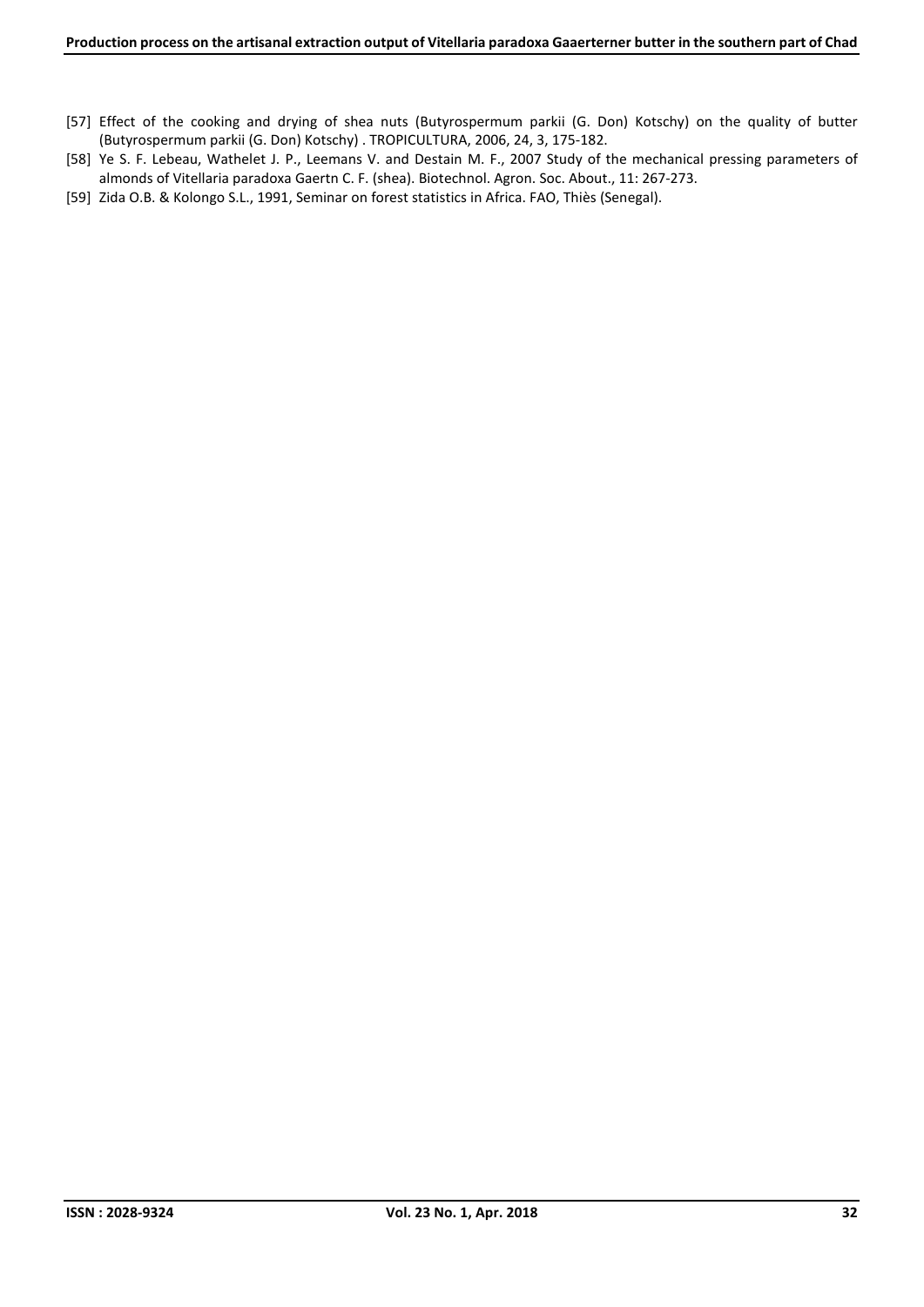[57] Effect of the cooking and drying of shea nuts (Butyrospermum parkii (G. Don) Kotschy) on the quality of butter (Butyrospermum parkii (G. Don) Kotschy) . TROPICULTURA, 2006, 24, 3, 175-182.

[58] Ye S. F. Lebeau, Wathelet J. P., Leemans V. and Destain M. F., 2007 Study of the mechanical pressing parameters of almonds of Vitellaria paradoxa Gaertn C. F. (shea). Biotechnol. Agron. Soc. About., 11: 267-273.

[59] Zida O.B. & Kolongo S.L., 1991, Seminar on forest statistics in Africa. FAO, Thiès (Senegal).